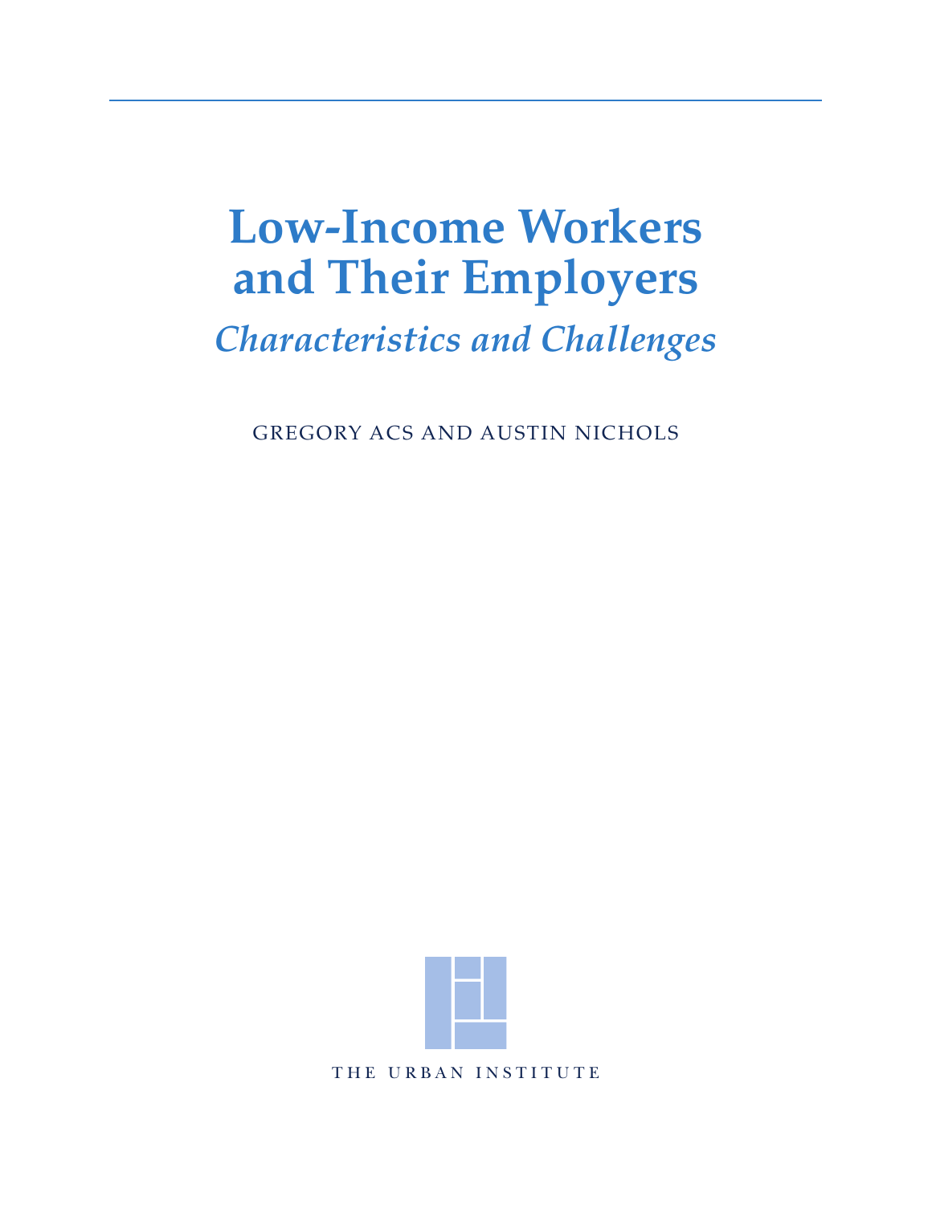# Low-Income Workers and Their Employers

## *Characteristics and Challenges*

GREGORY ACS AND AUSTIN NICHOLS

THE URBAN INSTITUTE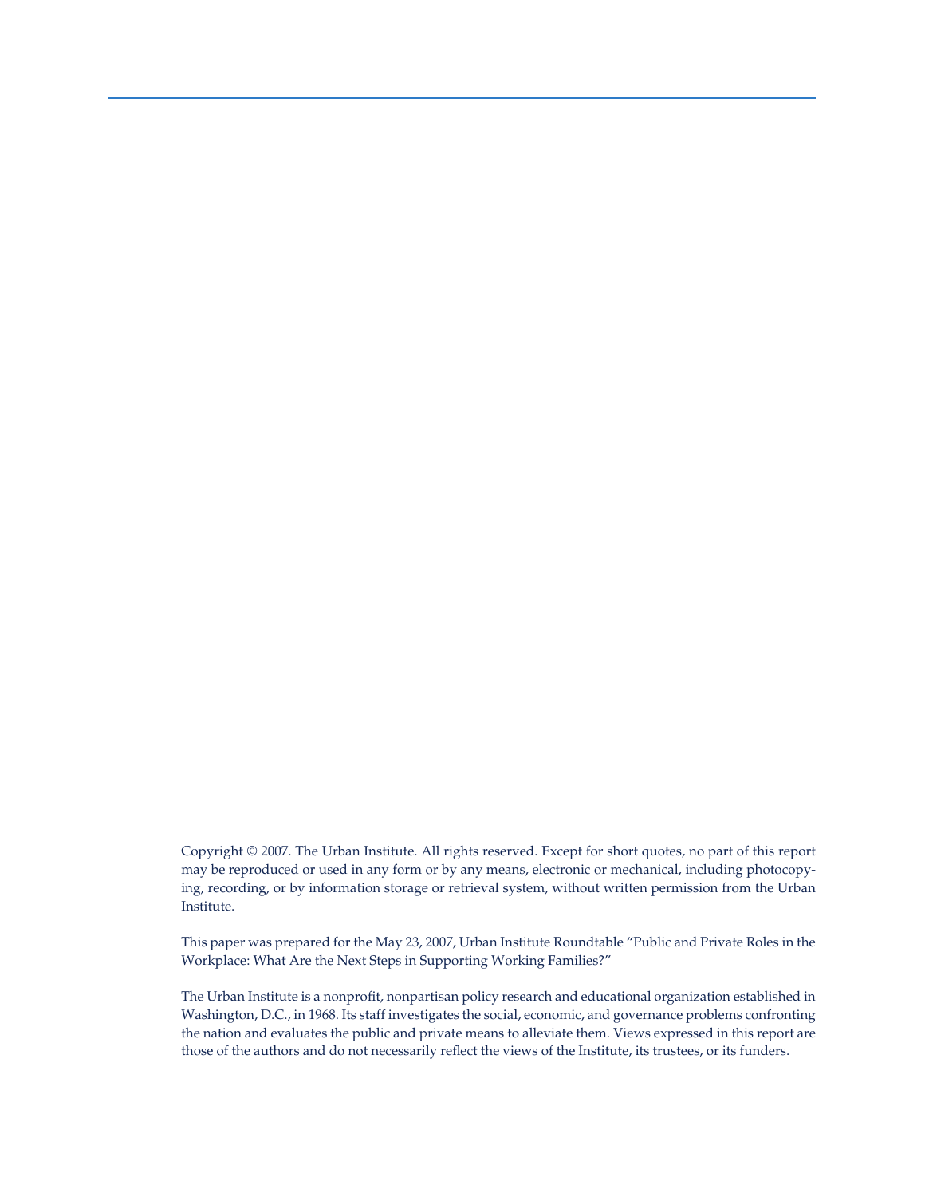Copyright © 2007. The Urban Institute. All rights reserved. Except for short quotes, no part of this report may be reproduced or used in any form or by any means, electronic or mechanical, including photocopying, recording, or by information storage or retrieval system, without written permission from the Urban Institute.

This paper was prepared for the May 23, 2007, Urban Institute Roundtable "Public and Private Roles in the Workplace: What Are the Next Steps in Supporting Working Families?"

The Urban Institute is a nonprofit, nonpartisan policy research and educational organization established in Washington, D.C., in 1968. Its staff investigates the social, economic, and governance problems confronting the nation and evaluates the public and private means to alleviate them. Views expressed in this report are those of the authors and do not necessarily reflect the views of the Institute, its trustees, or its funders.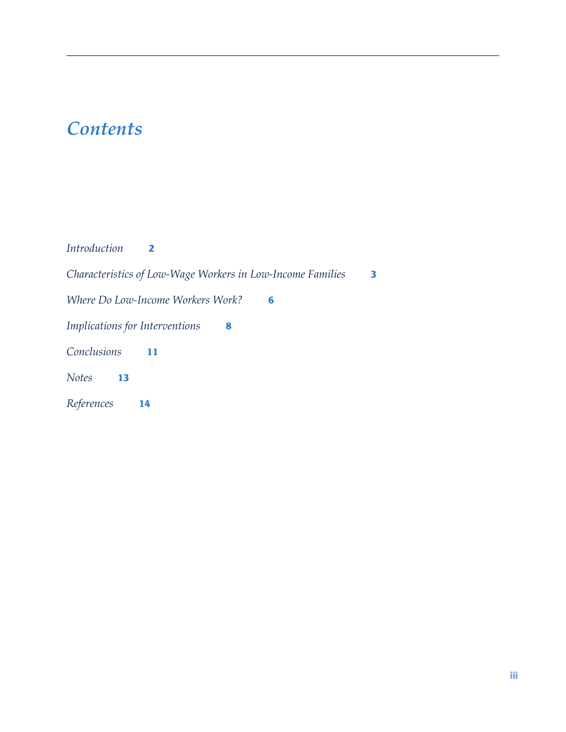# *Contents*

*Introduction* **2**

*Characteristics of Low-Wage Workers in Low-Income Families* **3**

*Where Do Low-Income Workers Work?* **6**

*Implications for Interventions* **8**

*Conclusions* **11**

*Notes* **13**

*References* **14**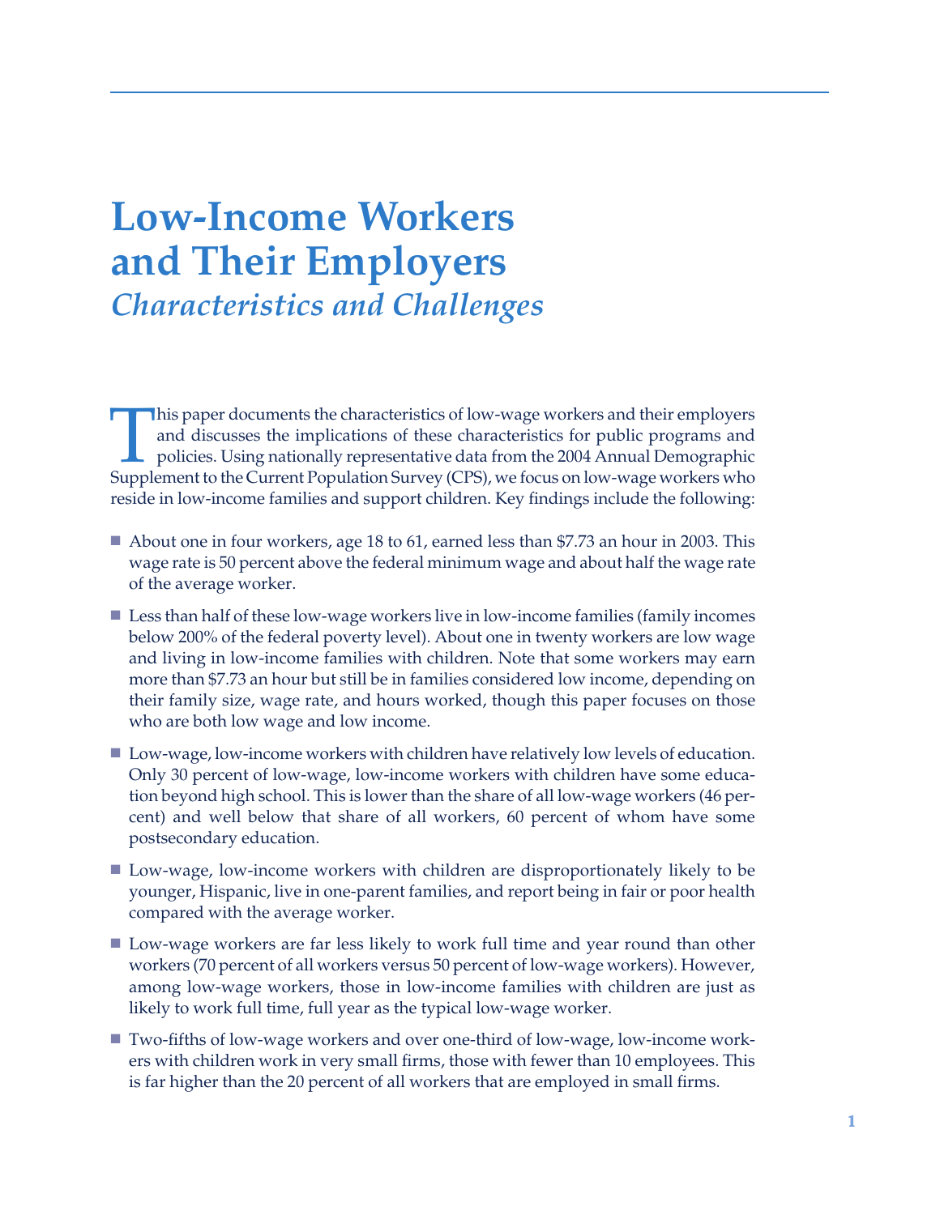# Low-Income Workers and Their Employers

## *Characteristics and Challenges*

This paper documents the characteristics of low-wage workers and their employers and discusses the implications of these characteristics for public programs and policies. Using nationally representative data from the 2004 Annual Demographic Supplement to the Current Population Survey (CPS), we focus on low-wage workers who reside in low-income families and support children. Key findings include the following:

- About one in four workers, age 18 to 61, earned less than $7.73 an hour in 2003. This wage rate is 50 percent above the federal minimum wage and about half the wage rate of the average worker.
- Less than half of these low-wage workers live in low-income families (family incomes below 200% of the federal poverty level). About one in twenty workers are low wage and living in low-income families with children. Note that some workers may earn more than $7.73 an hour but still be in families considered low income, depending on their family size, wage rate, and hours worked, though this paper focuses on those who are both low wage and low income.
- Low-wage, low-income workers with children have relatively low levels of education. Only 30 percent of low-wage, low-income workers with children have some education beyond high school. This is lower than the share of all low-wage workers (46 percent) and well below that share of all workers, 60 percent of whom have some postsecondary education.
- Low-wage, low-income workers with children are disproportionately likely to be younger, Hispanic, live in one-parent families, and report being in fair or poor health compared with the average worker.
- Low-wage workers are far less likely to work full time and year round than other workers (70 percent of all workers versus 50 percent of low-wage workers). However, among low-wage workers, those in low-income families with children are just as likely to work full time, full year as the typical low-wage worker.
- Two-fifths of low-wage workers and over one-third of low-wage, low-income workers with children work in very small firms, those with fewer than 10 employees. This is far higher than the 20 percent of all workers that are employed in small firms.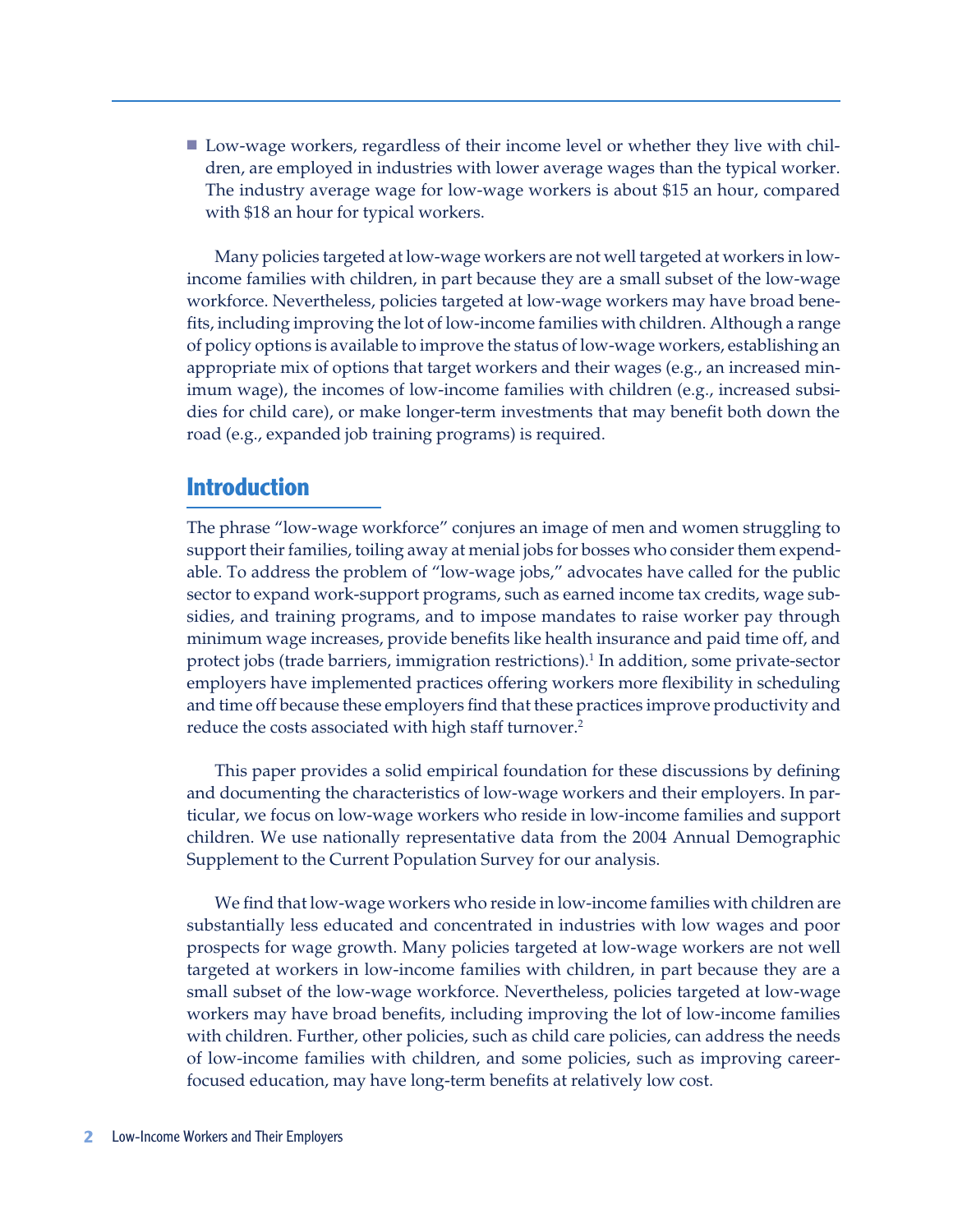- Low-wage workers, regardless of their income level or whether they live with children, are employed in industries with lower average wages than the typical worker. The industry average wage for low-wage workers is about $15 an hour, compared with $18 an hour for typical workers.

Many policies targeted at low-wage workers are not well targeted at workers in low-income families with children, in part because they are a small subset of the low-wage workforce. Nevertheless, policies targeted at low-wage workers may have broad benefits, including improving the lot of low-income families with children. Although a range of policy options is available to improve the status of low-wage workers, establishing an appropriate mix of options that target workers and their wages (e.g., an increased minimum wage), the incomes of low-income families with children (e.g., increased subsidies for child care), or make longer-term investments that may benefit both down the road (e.g., expanded job training programs) is required.

## Introduction

The phrase "low-wage workforce" conjures an image of men and women struggling to support their families, toiling away at menial jobs for bosses who consider them expendable. To address the problem of "low-wage jobs," advocates have called for the public sector to expand work-support programs, such as earned income tax credits, wage subsidies, and training programs, and to impose mandates to raise worker pay through minimum wage increases, provide benefits like health insurance and paid time off, and protect jobs (trade barriers, immigration restrictions).[1] In addition, some private-sector employers have implemented practices offering workers more flexibility in scheduling and time off because these employers find that these practices improve productivity and reduce the costs associated with high staff turnover.[2]

This paper provides a solid empirical foundation for these discussions by defining and documenting the characteristics of low-wage workers and their employers. In particular, we focus on low-wage workers who reside in low-income families and support children. We use nationally representative data from the 2004 Annual Demographic Supplement to the Current Population Survey for our analysis.

We find that low-wage workers who reside in low-income families with children are substantially less educated and concentrated in industries with low wages and poor prospects for wage growth. Many policies targeted at low-wage workers are not well targeted at workers in low-income families with children, in part because they are a small subset of the low-wage workforce. Nevertheless, policies targeted at low-wage workers may have broad benefits, including improving the lot of low-income families with children. Further, other policies, such as child care policies, can address the needs of low-income families with children, and some policies, such as improving career-focused education, may have long-term benefits at relatively low cost.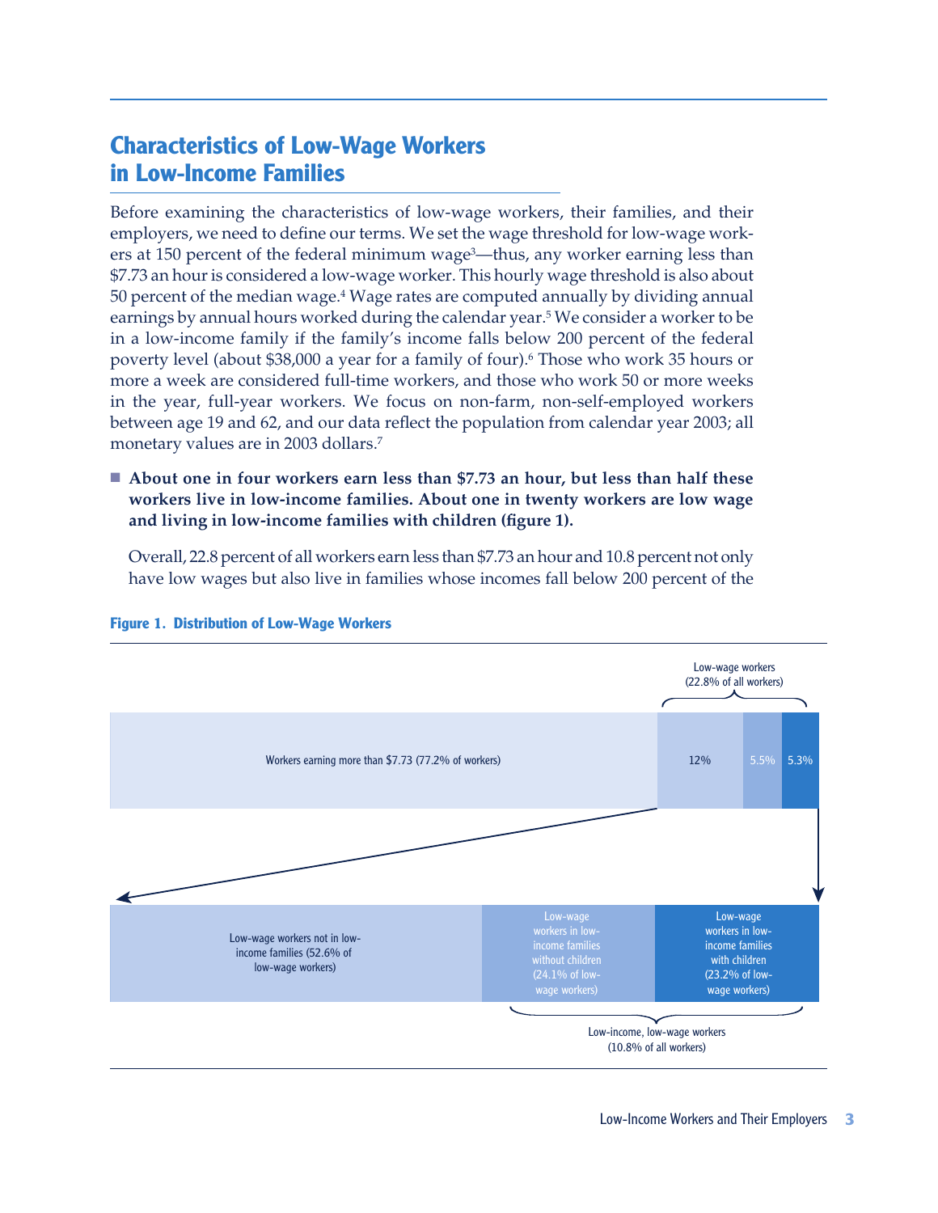## Characteristics of Low-Wage Workers in Low-Income Families

Before examining the characteristics of low-wage workers, their families, and their employers, we need to define our terms. We set the wage threshold for low-wage workers at 150 percent of the federal minimum wage[3]—thus, any worker earning less than $7.73 an hour is considered a low-wage worker. This hourly wage threshold is also about 50 percent of the median wage.[4] Wage rates are computed annually by dividing annual earnings by annual hours worked during the calendar year.[5] We consider a worker to be in a low-income family if the family's income falls below 200 percent of the federal poverty level (about $38,000 a year for a family of four).[6] Those who work 35 hours or more a week are considered full-time workers, and those who work 50 or more weeks in the year, full-year workers. We focus on non-farm, non-self-employed workers between age 19 and 62, and our data reflect the population from calendar year 2003; all monetary values are in 2003 dollars.[7]

- **About one in four workers earn less than $7.73 an hour, but less than half these workers live in low-income families. About one in twenty workers are low wage and living in low-income families with children (figure 1).**

Overall, 22.8 percent of all workers earn less than $7.73 an hour and 10.8 percent not only have low wages but also live in families whose incomes fall below 200 percent of the

**Figure 1. Distribution of Low-Wage Workers**

Low-wage workers (22.8% of all workers)

Workers earning more than $7.73 (77.2% of workers) | 12% | 5.5% | 5.3%

Low-wage workers not in low-income families (52.6% of low-wage workers) | Low-wage workers in low-income families without children (24.1% of low-wage workers) | Low-wage workers in low-income families with children (23.2% of low-wage workers)

Low-income, low-wage workers (10.8% of all workers)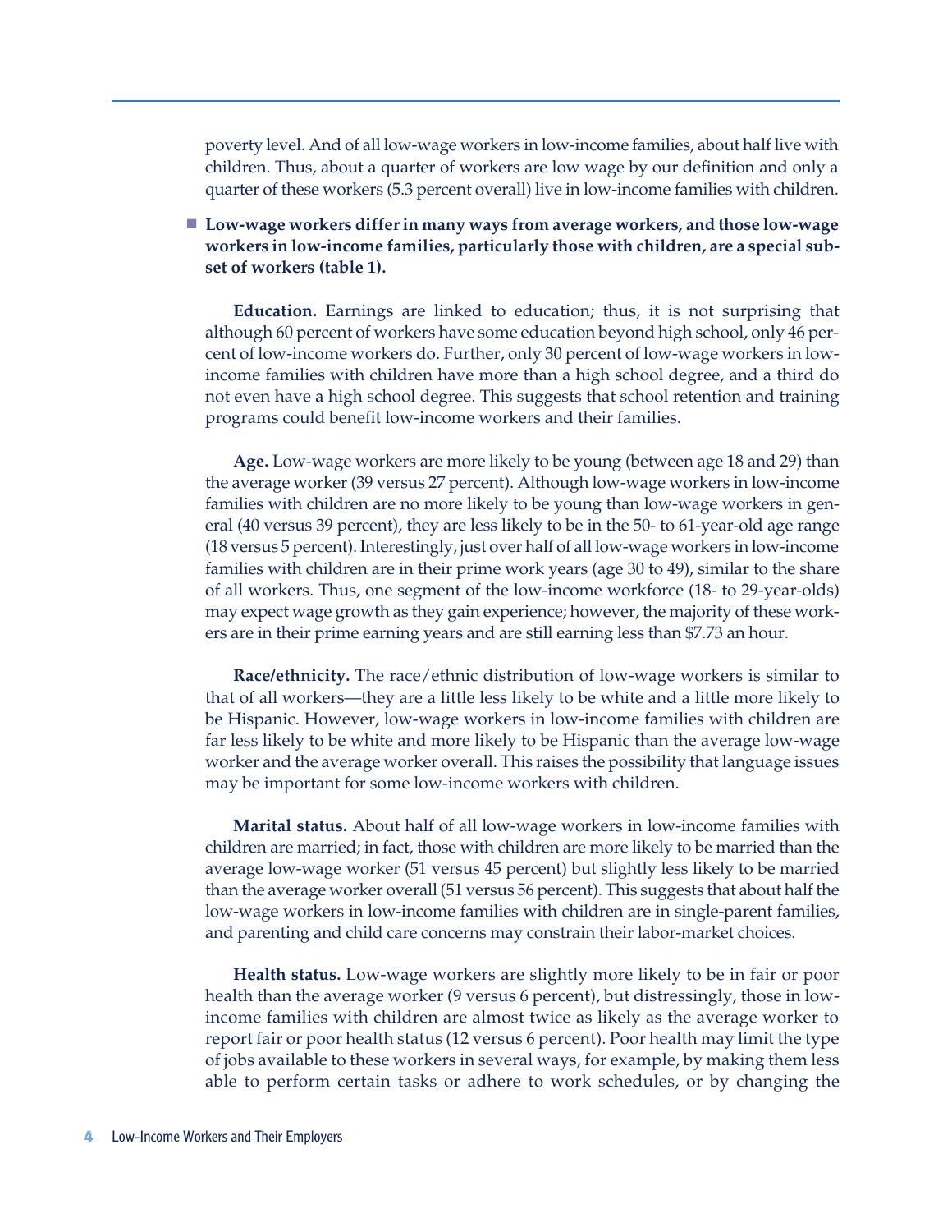poverty level. And of all low-wage workers in low-income families, about half live with children. Thus, about a quarter of workers are low wage by our definition and only a quarter of these workers (5.3 percent overall) live in low-income families with children.

- **Low-wage workers differ in many ways from average workers, and those low-wage workers in low-income families, particularly those with children, are a special subset of workers (table 1).**

**Education.** Earnings are linked to education; thus, it is not surprising that although 60 percent of workers have some education beyond high school, only 46 percent of low-income workers do. Further, only 30 percent of low-wage workers in low-income families with children have more than a high school degree, and a third do not even have a high school degree. This suggests that school retention and training programs could benefit low-income workers and their families.

**Age.** Low-wage workers are more likely to be young (between age 18 and 29) than the average worker (39 versus 27 percent). Although low-wage workers in low-income families with children are no more likely to be young than low-wage workers in general (40 versus 39 percent), they are less likely to be in the 50- to 61-year-old age range (18 versus 5 percent). Interestingly, just over half of all low-wage workers in low-income families with children are in their prime work years (age 30 to 49), similar to the share of all workers. Thus, one segment of the low-income workforce (18- to 29-year-olds) may expect wage growth as they gain experience; however, the majority of these workers are in their prime earning years and are still earning less than $7.73 an hour.

**Race/ethnicity.** The race/ethnic distribution of low-wage workers is similar to that of all workers—they are a little less likely to be white and a little more likely to be Hispanic. However, low-wage workers in low-income families with children are far less likely to be white and more likely to be Hispanic than the average low-wage worker and the average worker overall. This raises the possibility that language issues may be important for some low-income workers with children.

**Marital status.** About half of all low-wage workers in low-income families with children are married; in fact, those with children are more likely to be married than the average low-wage worker (51 versus 45 percent) but slightly less likely to be married than the average worker overall (51 versus 56 percent). This suggests that about half the low-wage workers in low-income families with children are in single-parent families, and parenting and child care concerns may constrain their labor-market choices.

**Health status.** Low-wage workers are slightly more likely to be in fair or poor health than the average worker (9 versus 6 percent), but distressingly, those in low-income families with children are almost twice as likely as the average worker to report fair or poor health status (12 versus 6 percent). Poor health may limit the type of jobs available to these workers in several ways, for example, by making them less able to perform certain tasks or adhere to work schedules, or by changing the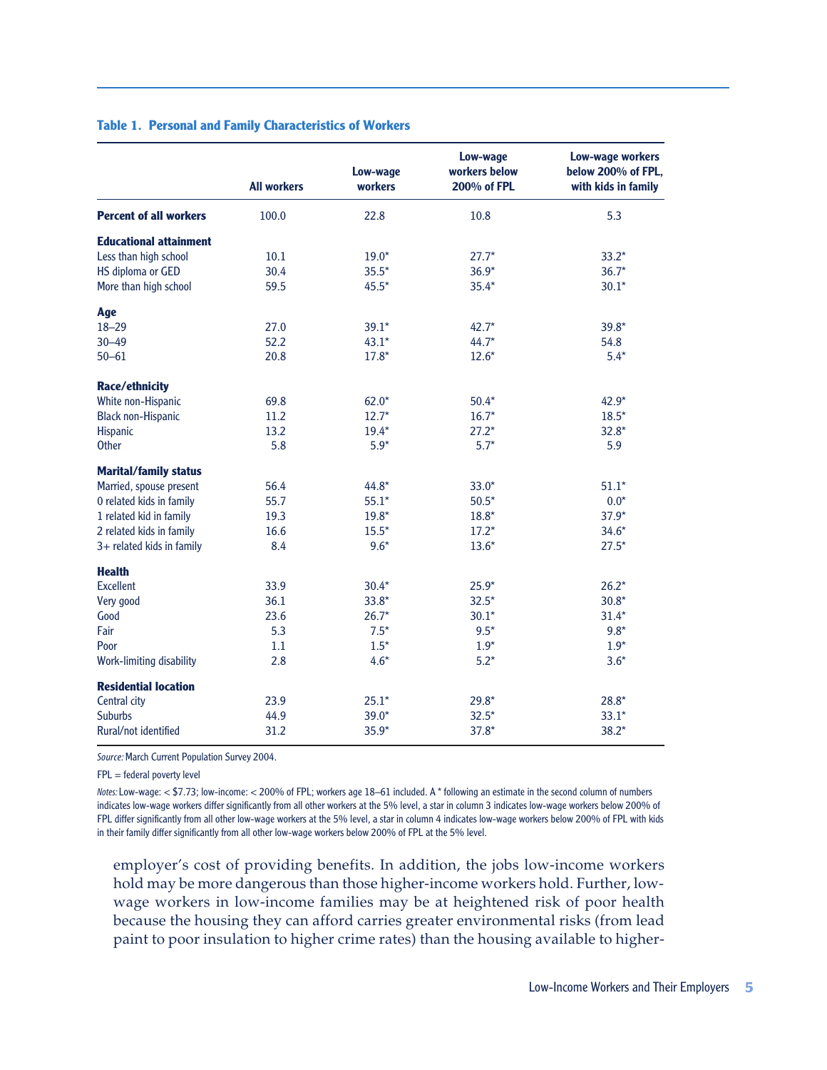**Table 1. Personal and Family Characteristics of Workers**

| | All workers | Low-wage workers | Low-wage workers below 200% of FPL | Low-wage workers below 200% of FPL, with kids in family |
|---|---|---|---|---|
| **Percent of all workers** | 100.0 | 22.8 | 10.8 | 5.3 |
| **Educational attainment** | | | | |
| Less than high school | 10.1 | 19.0* | 27.7* | 33.2* |
| HS diploma or GED | 30.4 | 35.5* | 36.9* | 36.7* |
| More than high school | 59.5 | 45.5* | 35.4* | 30.1* |
| **Age** | | | | |
| 18–29 | 27.0 | 39.1* | 42.7* | 39.8* |
| 30–49 | 52.2 | 43.1* | 44.7* | 54.8 |
| 50–61 | 20.8 | 17.8* | 12.6* | 5.4* |
| **Race/ethnicity** | | | | |
| White non-Hispanic | 69.8 | 62.0* | 50.4* | 42.9* |
| Black non-Hispanic | 11.2 | 12.7* | 16.7* | 18.5* |
| Hispanic | 13.2 | 19.4* | 27.2* | 32.8* |
| Other | 5.8 | 5.9* | 5.7* | 5.9 |
| **Marital/family status** | | | | |
| Married, spouse present | 56.4 | 44.8* | 33.0* | 51.1* |
| 0 related kids in family | 55.7 | 55.1* | 50.5* | 0.0* |
| 1 related kid in family | 19.3 | 19.8* | 18.8* | 37.9* |
| 2 related kids in family | 16.6 | 15.5* | 17.2* | 34.6* |
| 3+ related kids in family | 8.4 | 9.6* | 13.6* | 27.5* |
| **Health** | | | | |
| Excellent | 33.9 | 30.4* | 25.9* | 26.2* |
| Very good | 36.1 | 33.8* | 32.5* | 30.8* |
| Good | 23.6 | 26.7* | 30.1* | 31.4* |
| Fair | 5.3 | 7.5* | 9.5* | 9.8* |
| Poor | 1.1 | 1.5* | 1.9* | 1.9* |
| Work-limiting disability | 2.8 | 4.6* | 5.2* | 3.6* |
| **Residential location** | | | | |
| Central city | 23.9 | 25.1* | 29.8* | 28.8* |
| Suburbs | 44.9 | 39.0* | 32.5* | 33.1* |
| Rural/not identified | 31.2 | 35.9* | 37.8* | 38.2* |

*Source:* March Current Population Survey 2004.

FPL = federal poverty level

*Notes:* Low-wage: < $7.73; low-income: < 200% of FPL; workers age 18–61 included. A * following an estimate in the second column of numbers indicates low-wage workers differ significantly from all other workers at the 5% level, a star in column 3 indicates low-wage workers below 200% of FPL differ significantly from all other low-wage workers at the 5% level, a star in column 4 indicates low-wage workers below 200% of FPL with kids in their family differ significantly from all other low-wage workers below 200% of FPL at the 5% level.

employer's cost of providing benefits. In addition, the jobs low-income workers hold may be more dangerous than those higher-income workers hold. Further, low-wage workers in low-income families may be at heightened risk of poor health because the housing they can afford carries greater environmental risks (from lead paint to poor insulation to higher crime rates) than the housing available to higher-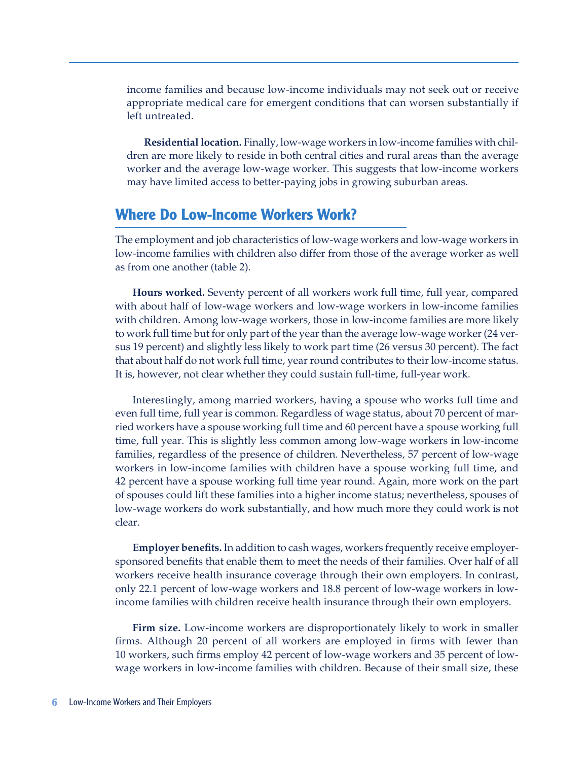income families and because low-income individuals may not seek out or receive appropriate medical care for emergent conditions that can worsen substantially if left untreated.

**Residential location.** Finally, low-wage workers in low-income families with children are more likely to reside in both central cities and rural areas than the average worker and the average low-wage worker. This suggests that low-income workers may have limited access to better-paying jobs in growing suburban areas.

## Where Do Low-Income Workers Work?

The employment and job characteristics of low-wage workers and low-wage workers in low-income families with children also differ from those of the average worker as well as from one another (table 2).

**Hours worked.** Seventy percent of all workers work full time, full year, compared with about half of low-wage workers and low-wage workers in low-income families with children. Among low-wage workers, those in low-income families are more likely to work full time but for only part of the year than the average low-wage worker (24 versus 19 percent) and slightly less likely to work part time (26 versus 30 percent). The fact that about half do not work full time, year round contributes to their low-income status. It is, however, not clear whether they could sustain full-time, full-year work.

Interestingly, among married workers, having a spouse who works full time and even full time, full year is common. Regardless of wage status, about 70 percent of married workers have a spouse working full time and 60 percent have a spouse working full time, full year. This is slightly less common among low-wage workers in low-income families, regardless of the presence of children. Nevertheless, 57 percent of low-wage workers in low-income families with children have a spouse working full time, and 42 percent have a spouse working full time year round. Again, more work on the part of spouses could lift these families into a higher income status; nevertheless, spouses of low-wage workers do work substantially, and how much more they could work is not clear.

**Employer benefits.** In addition to cash wages, workers frequently receive employer-sponsored benefits that enable them to meet the needs of their families. Over half of all workers receive health insurance coverage through their own employers. In contrast, only 22.1 percent of low-wage workers and 18.8 percent of low-wage workers in low-income families with children receive health insurance through their own employers.

**Firm size.** Low-income workers are disproportionately likely to work in smaller firms. Although 20 percent of all workers are employed in firms with fewer than 10 workers, such firms employ 42 percent of low-wage workers and 35 percent of low-wage workers in low-income families with children. Because of their small size, these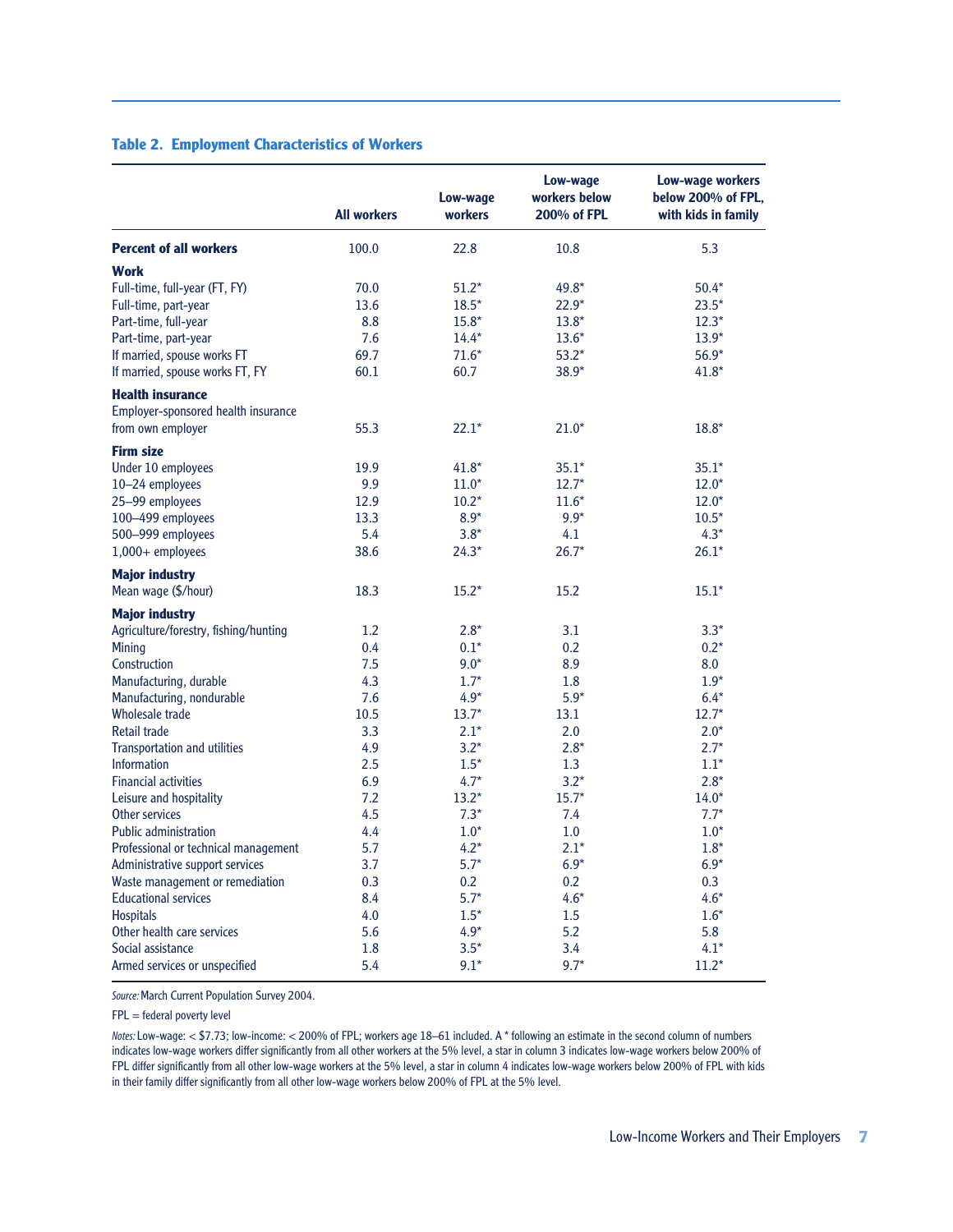**Table 2. Employment Characteristics of Workers**

| | All workers | Low-wage workers | Low-wage workers below 200% of FPL | Low-wage workers below 200% of FPL, with kids in family |
|---|---|---|---|---|
| **Percent of all workers** | 100.0 | 22.8 | 10.8 | 5.3 |
| **Work** | | | | |
| Full-time, full-year (FT, FY) | 70.0 | 51.2* | 49.8* | 50.4* |
| Full-time, part-year | 13.6 | 18.5* | 22.9* | 23.5* |
| Part-time, full-year | 8.8 | 15.8* | 13.8* | 12.3* |
| Part-time, part-year | 7.6 | 14.4* | 13.6* | 13.9* |
| If married, spouse works FT | 69.7 | 71.6* | 53.2* | 56.9* |
| If married, spouse works FT, FY | 60.1 | 60.7 | 38.9* | 41.8* |
| **Health insurance** | | | | |
| Employer-sponsored health insurance from own employer | 55.3 | 22.1* | 21.0* | 18.8* |
| **Firm size** | | | | |
| Under 10 employees | 19.9 | 41.8* | 35.1* | 35.1* |
| 10–24 employees | 9.9 | 11.0* | 12.7* | 12.0* |
| 25–99 employees | 12.9 | 10.2* | 11.6* | 12.0* |
| 100–499 employees | 13.3 | 8.9* | 9.9* | 10.5* |
| 500–999 employees | 5.4 | 3.8* | 4.1 | 4.3* |
| 1,000+ employees | 38.6 | 24.3* | 26.7* | 26.1* |
| **Major industry** | | | | |
| Mean wage ($/hour) | 18.3 | 15.2* | 15.2 | 15.1* |
| **Major industry** | | | | |
| Agriculture/forestry, fishing/hunting | 1.2 | 2.8* | 3.1 | 3.3* |
| Mining | 0.4 | 0.1* | 0.2 | 0.2* |
| Construction | 7.5 | 9.0* | 8.9 | 8.0 |
| Manufacturing, durable | 4.3 | 1.7* | 1.8 | 1.9* |
| Manufacturing, nondurable | 7.6 | 4.9* | 5.9* | 6.4* |
| Wholesale trade | 10.5 | 13.7* | 13.1 | 12.7* |
| Retail trade | 3.3 | 2.1* | 2.0 | 2.0* |
| Transportation and utilities | 4.9 | 3.2* | 2.8* | 2.7* |
| Information | 2.5 | 1.5* | 1.3 | 1.1* |
| Financial activities | 6.9 | 4.7* | 3.2* | 2.8* |
| Leisure and hospitality | 7.2 | 13.2* | 15.7* | 14.0* |
| Other services | 4.5 | 7.3* | 7.4 | 7.7* |
| Public administration | 4.4 | 1.0* | 1.0 | 1.0* |
| Professional or technical management | 5.7 | 4.2* | 2.1* | 1.8* |
| Administrative support services | 3.7 | 5.7* | 6.9* | 6.9* |
| Waste management or remediation | 0.3 | 0.2 | 0.2 | 0.3 |
| Educational services | 8.4 | 5.7* | 4.6* | 4.6* |
| Hospitals | 4.0 | 1.5* | 1.5 | 1.6* |
| Other health care services | 5.6 | 4.9* | 5.2 | 5.8 |
| Social assistance | 1.8 | 3.5* | 3.4 | 4.1* |
| Armed services or unspecified | 5.4 | 9.1* | 9.7* | 11.2* |

*Source:* March Current Population Survey 2004.

FPL = federal poverty level

*Notes:* Low-wage: < $7.73; low-income: < 200% of FPL; workers age 18–61 included. A * following an estimate in the second column of numbers indicates low-wage workers differ significantly from all other workers at the 5% level, a star in column 3 indicates low-wage workers below 200% of FPL differ significantly from all other low-wage workers at the 5% level, a star in column 4 indicates low-wage workers below 200% of FPL with kids in their family differ significantly from all other low-wage workers below 200% of FPL at the 5% level.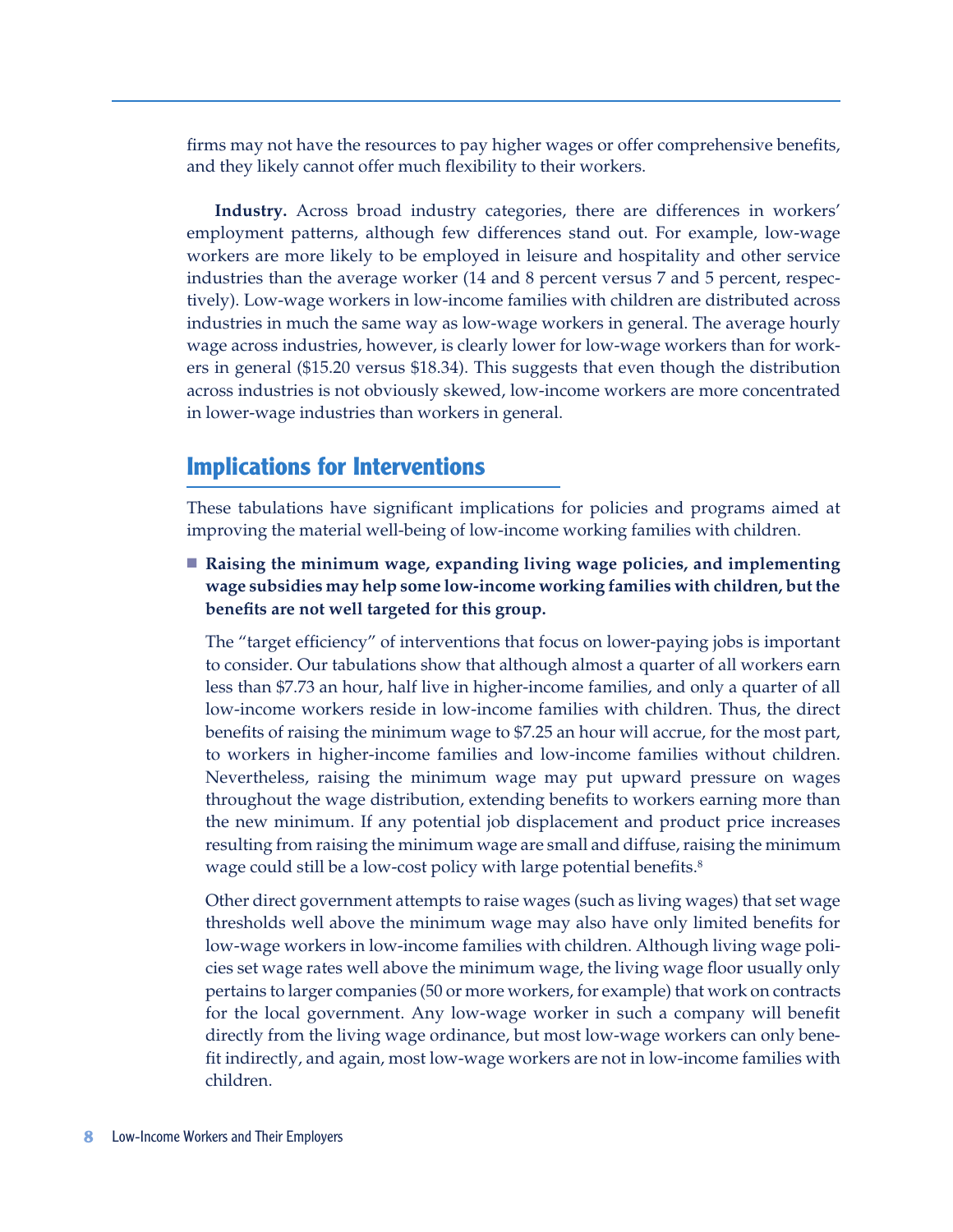firms may not have the resources to pay higher wages or offer comprehensive benefits, and they likely cannot offer much flexibility to their workers.

**Industry.** Across broad industry categories, there are differences in workers' employment patterns, although few differences stand out. For example, low-wage workers are more likely to be employed in leisure and hospitality and other service industries than the average worker (14 and 8 percent versus 7 and 5 percent, respectively). Low-wage workers in low-income families with children are distributed across industries in much the same way as low-wage workers in general. The average hourly wage across industries, however, is clearly lower for low-wage workers than for workers in general ($15.20 versus $18.34). This suggests that even though the distribution across industries is not obviously skewed, low-income workers are more concentrated in lower-wage industries than workers in general.

## Implications for Interventions

These tabulations have significant implications for policies and programs aimed at improving the material well-being of low-income working families with children.

- **Raising the minimum wage, expanding living wage policies, and implementing wage subsidies may help some low-income working families with children, but the benefits are not well targeted for this group.**

  The "target efficiency" of interventions that focus on lower-paying jobs is important to consider. Our tabulations show that although almost a quarter of all workers earn less than $7.73 an hour, half live in higher-income families, and only a quarter of all low-income workers reside in low-income families with children. Thus, the direct benefits of raising the minimum wage to $7.25 an hour will accrue, for the most part, to workers in higher-income families and low-income families without children. Nevertheless, raising the minimum wage may put upward pressure on wages throughout the wage distribution, extending benefits to workers earning more than the new minimum. If any potential job displacement and product price increases resulting from raising the minimum wage are small and diffuse, raising the minimum wage could still be a low-cost policy with large potential benefits.[8]

  Other direct government attempts to raise wages (such as living wages) that set wage thresholds well above the minimum wage may also have only limited benefits for low-wage workers in low-income families with children. Although living wage policies set wage rates well above the minimum wage, the living wage floor usually only pertains to larger companies (50 or more workers, for example) that work on contracts for the local government. Any low-wage worker in such a company will benefit directly from the living wage ordinance, but most low-wage workers can only benefit indirectly, and again, most low-wage workers are not in low-income families with children.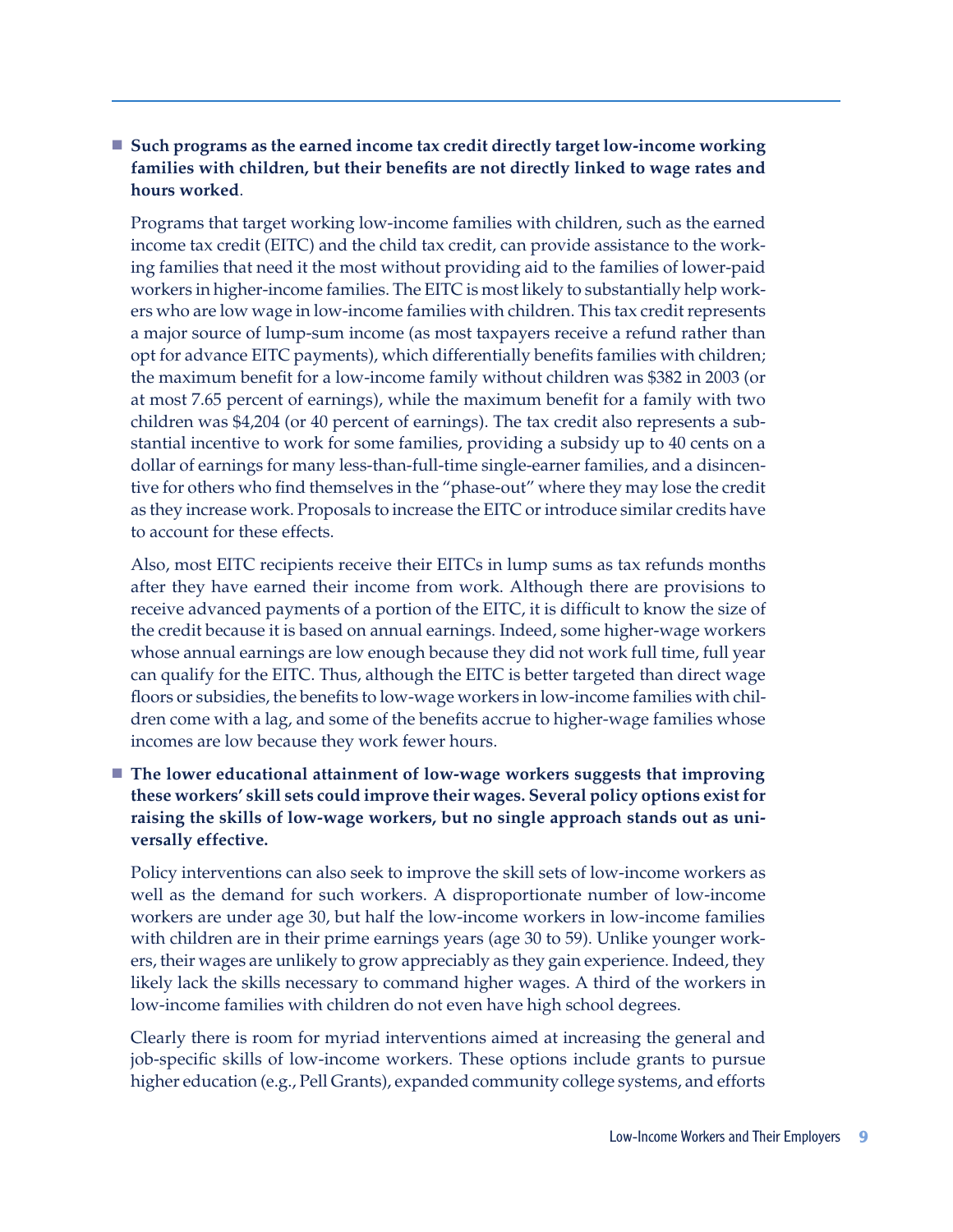- **Such programs as the earned income tax credit directly target low-income working families with children, but their benefits are not directly linked to wage rates and hours worked**.

  Programs that target working low-income families with children, such as the earned income tax credit (EITC) and the child tax credit, can provide assistance to the working families that need it the most without providing aid to the families of lower-paid workers in higher-income families. The EITC is most likely to substantially help workers who are low wage in low-income families with children. This tax credit represents a major source of lump-sum income (as most taxpayers receive a refund rather than opt for advance EITC payments), which differentially benefits families with children; the maximum benefit for a low-income family without children was $382 in 2003 (or at most 7.65 percent of earnings), while the maximum benefit for a family with two children was $4,204 (or 40 percent of earnings). The tax credit also represents a substantial incentive to work for some families, providing a subsidy up to 40 cents on a dollar of earnings for many less-than-full-time single-earner families, and a disincentive for others who find themselves in the "phase-out" where they may lose the credit as they increase work. Proposals to increase the EITC or introduce similar credits have to account for these effects.

  Also, most EITC recipients receive their EITCs in lump sums as tax refunds months after they have earned their income from work. Although there are provisions to receive advanced payments of a portion of the EITC, it is difficult to know the size of the credit because it is based on annual earnings. Indeed, some higher-wage workers whose annual earnings are low enough because they did not work full time, full year can qualify for the EITC. Thus, although the EITC is better targeted than direct wage floors or subsidies, the benefits to low-wage workers in low-income families with children come with a lag, and some of the benefits accrue to higher-wage families whose incomes are low because they work fewer hours.

- **The lower educational attainment of low-wage workers suggests that improving these workers' skill sets could improve their wages. Several policy options exist for raising the skills of low-wage workers, but no single approach stands out as universally effective.**

  Policy interventions can also seek to improve the skill sets of low-income workers as well as the demand for such workers. A disproportionate number of low-income workers are under age 30, but half the low-income workers in low-income families with children are in their prime earnings years (age 30 to 59). Unlike younger workers, their wages are unlikely to grow appreciably as they gain experience. Indeed, they likely lack the skills necessary to command higher wages. A third of the workers in low-income families with children do not even have high school degrees.

  Clearly there is room for myriad interventions aimed at increasing the general and job-specific skills of low-income workers. These options include grants to pursue higher education (e.g., Pell Grants), expanded community college systems, and efforts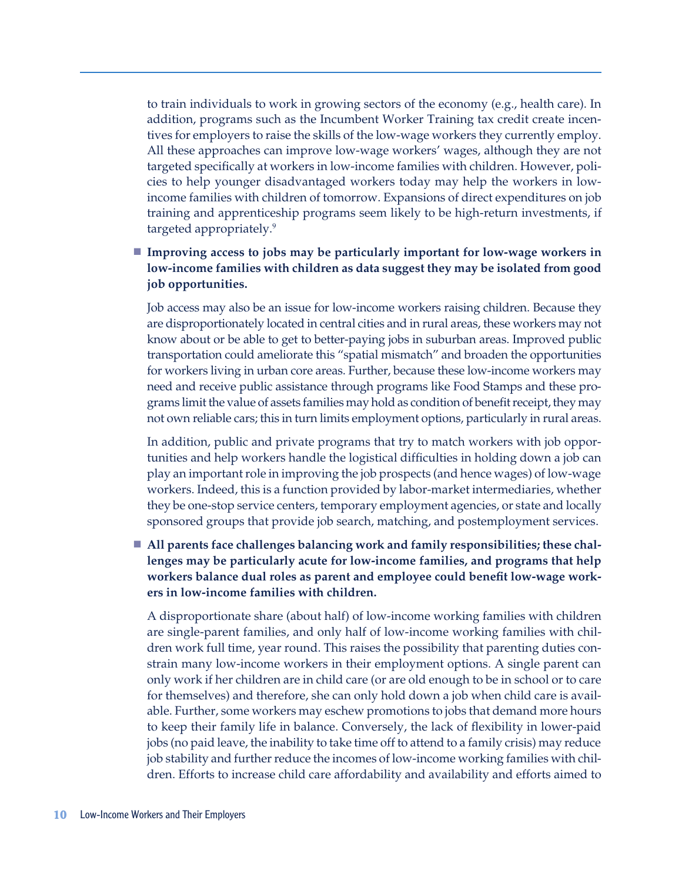to train individuals to work in growing sectors of the economy (e.g., health care). In addition, programs such as the Incumbent Worker Training tax credit create incentives for employers to raise the skills of the low-wage workers they currently employ. All these approaches can improve low-wage workers' wages, although they are not targeted specifically at workers in low-income families with children. However, policies to help younger disadvantaged workers today may help the workers in low-income families with children of tomorrow. Expansions of direct expenditures on job training and apprenticeship programs seem likely to be high-return investments, if targeted appropriately.[9]

- **Improving access to jobs may be particularly important for low-wage workers in low-income families with children as data suggest they may be isolated from good job opportunities.**

  Job access may also be an issue for low-income workers raising children. Because they are disproportionately located in central cities and in rural areas, these workers may not know about or be able to get to better-paying jobs in suburban areas. Improved public transportation could ameliorate this "spatial mismatch" and broaden the opportunities for workers living in urban core areas. Further, because these low-income workers may need and receive public assistance through programs like Food Stamps and these programs limit the value of assets families may hold as condition of benefit receipt, they may not own reliable cars; this in turn limits employment options, particularly in rural areas.

  In addition, public and private programs that try to match workers with job opportunities and help workers handle the logistical difficulties in holding down a job can play an important role in improving the job prospects (and hence wages) of low-wage workers. Indeed, this is a function provided by labor-market intermediaries, whether they be one-stop service centers, temporary employment agencies, or state and locally sponsored groups that provide job search, matching, and postemployment services.

- **All parents face challenges balancing work and family responsibilities; these challenges may be particularly acute for low-income families, and programs that help workers balance dual roles as parent and employee could benefit low-wage workers in low-income families with children.**

  A disproportionate share (about half) of low-income working families with children are single-parent families, and only half of low-income working families with children work full time, year round. This raises the possibility that parenting duties constrain many low-income workers in their employment options. A single parent can only work if her children are in child care (or are old enough to be in school or to care for themselves) and therefore, she can only hold down a job when child care is available. Further, some workers may eschew promotions to jobs that demand more hours to keep their family life in balance. Conversely, the lack of flexibility in lower-paid jobs (no paid leave, the inability to take time off to attend to a family crisis) may reduce job stability and further reduce the incomes of low-income working families with children. Efforts to increase child care affordability and availability and efforts aimed to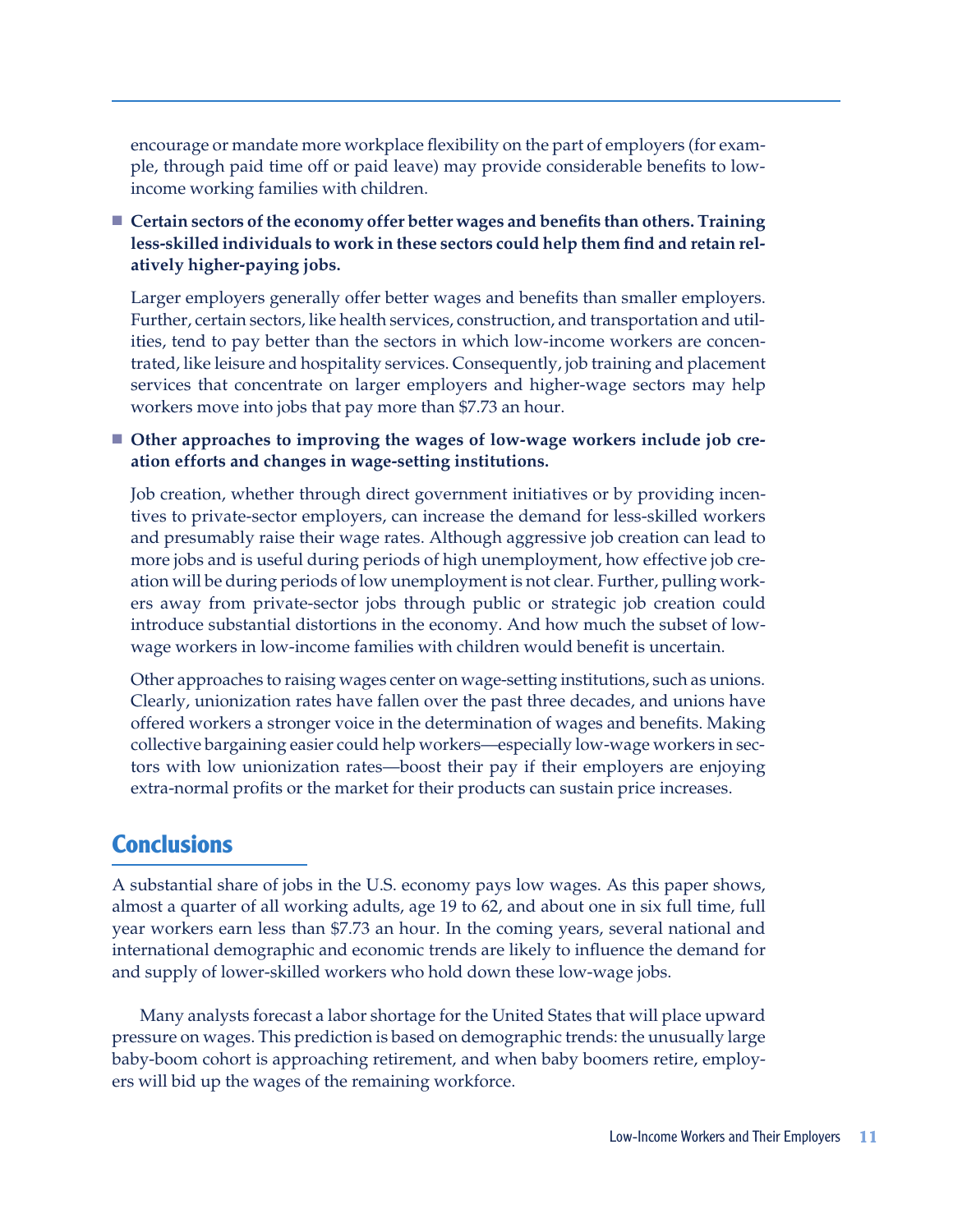encourage or mandate more workplace flexibility on the part of employers (for example, through paid time off or paid leave) may provide considerable benefits to low-income working families with children.

- **Certain sectors of the economy offer better wages and benefits than others. Training less-skilled individuals to work in these sectors could help them find and retain relatively higher-paying jobs.**

  Larger employers generally offer better wages and benefits than smaller employers. Further, certain sectors, like health services, construction, and transportation and utilities, tend to pay better than the sectors in which low-income workers are concentrated, like leisure and hospitality services. Consequently, job training and placement services that concentrate on larger employers and higher-wage sectors may help workers move into jobs that pay more than $7.73 an hour.

- **Other approaches to improving the wages of low-wage workers include job creation efforts and changes in wage-setting institutions.**

  Job creation, whether through direct government initiatives or by providing incentives to private-sector employers, can increase the demand for less-skilled workers and presumably raise their wage rates. Although aggressive job creation can lead to more jobs and is useful during periods of high unemployment, how effective job creation will be during periods of low unemployment is not clear. Further, pulling workers away from private-sector jobs through public or strategic job creation could introduce substantial distortions in the economy. And how much the subset of low-wage workers in low-income families with children would benefit is uncertain.

  Other approaches to raising wages center on wage-setting institutions, such as unions. Clearly, unionization rates have fallen over the past three decades, and unions have offered workers a stronger voice in the determination of wages and benefits. Making collective bargaining easier could help workers—especially low-wage workers in sectors with low unionization rates—boost their pay if their employers are enjoying extra-normal profits or the market for their products can sustain price increases.

## Conclusions

A substantial share of jobs in the U.S. economy pays low wages. As this paper shows, almost a quarter of all working adults, age 19 to 62, and about one in six full time, full year workers earn less than $7.73 an hour. In the coming years, several national and international demographic and economic trends are likely to influence the demand for and supply of lower-skilled workers who hold down these low-wage jobs.

Many analysts forecast a labor shortage for the United States that will place upward pressure on wages. This prediction is based on demographic trends: the unusually large baby-boom cohort is approaching retirement, and when baby boomers retire, employers will bid up the wages of the remaining workforce.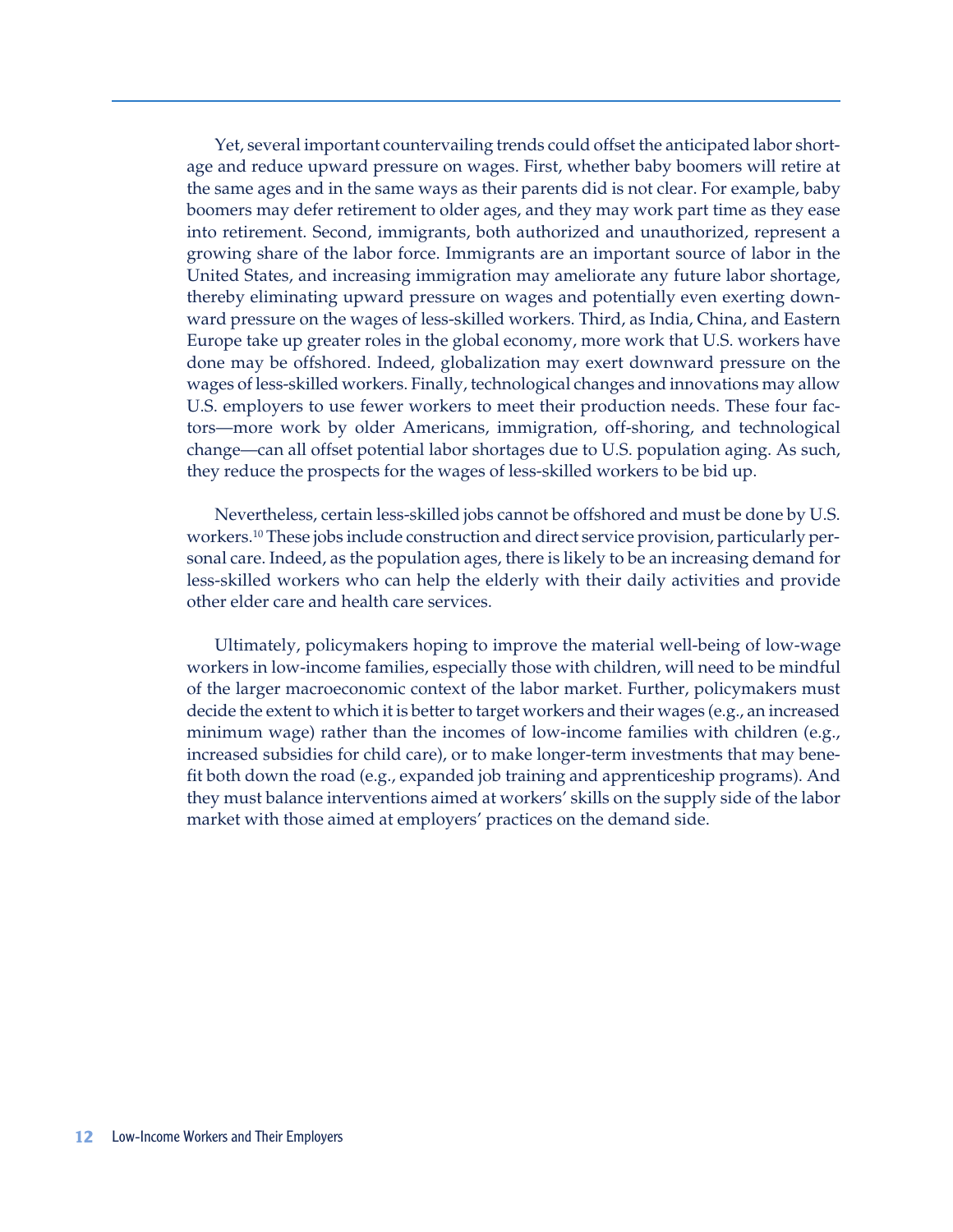Yet, several important countervailing trends could offset the anticipated labor shortage and reduce upward pressure on wages. First, whether baby boomers will retire at the same ages and in the same ways as their parents did is not clear. For example, baby boomers may defer retirement to older ages, and they may work part time as they ease into retirement. Second, immigrants, both authorized and unauthorized, represent a growing share of the labor force. Immigrants are an important source of labor in the United States, and increasing immigration may ameliorate any future labor shortage, thereby eliminating upward pressure on wages and potentially even exerting downward pressure on the wages of less-skilled workers. Third, as India, China, and Eastern Europe take up greater roles in the global economy, more work that U.S. workers have done may be offshored. Indeed, globalization may exert downward pressure on the wages of less-skilled workers. Finally, technological changes and innovations may allow U.S. employers to use fewer workers to meet their production needs. These four factors—more work by older Americans, immigration, off-shoring, and technological change—can all offset potential labor shortages due to U.S. population aging. As such, they reduce the prospects for the wages of less-skilled workers to be bid up.

Nevertheless, certain less-skilled jobs cannot be offshored and must be done by U.S. workers.[10] These jobs include construction and direct service provision, particularly personal care. Indeed, as the population ages, there is likely to be an increasing demand for less-skilled workers who can help the elderly with their daily activities and provide other elder care and health care services.

Ultimately, policymakers hoping to improve the material well-being of low-wage workers in low-income families, especially those with children, will need to be mindful of the larger macroeconomic context of the labor market. Further, policymakers must decide the extent to which it is better to target workers and their wages (e.g., an increased minimum wage) rather than the incomes of low-income families with children (e.g., increased subsidies for child care), or to make longer-term investments that may benefit both down the road (e.g., expanded job training and apprenticeship programs). And they must balance interventions aimed at workers' skills on the supply side of the labor market with those aimed at employers' practices on the demand side.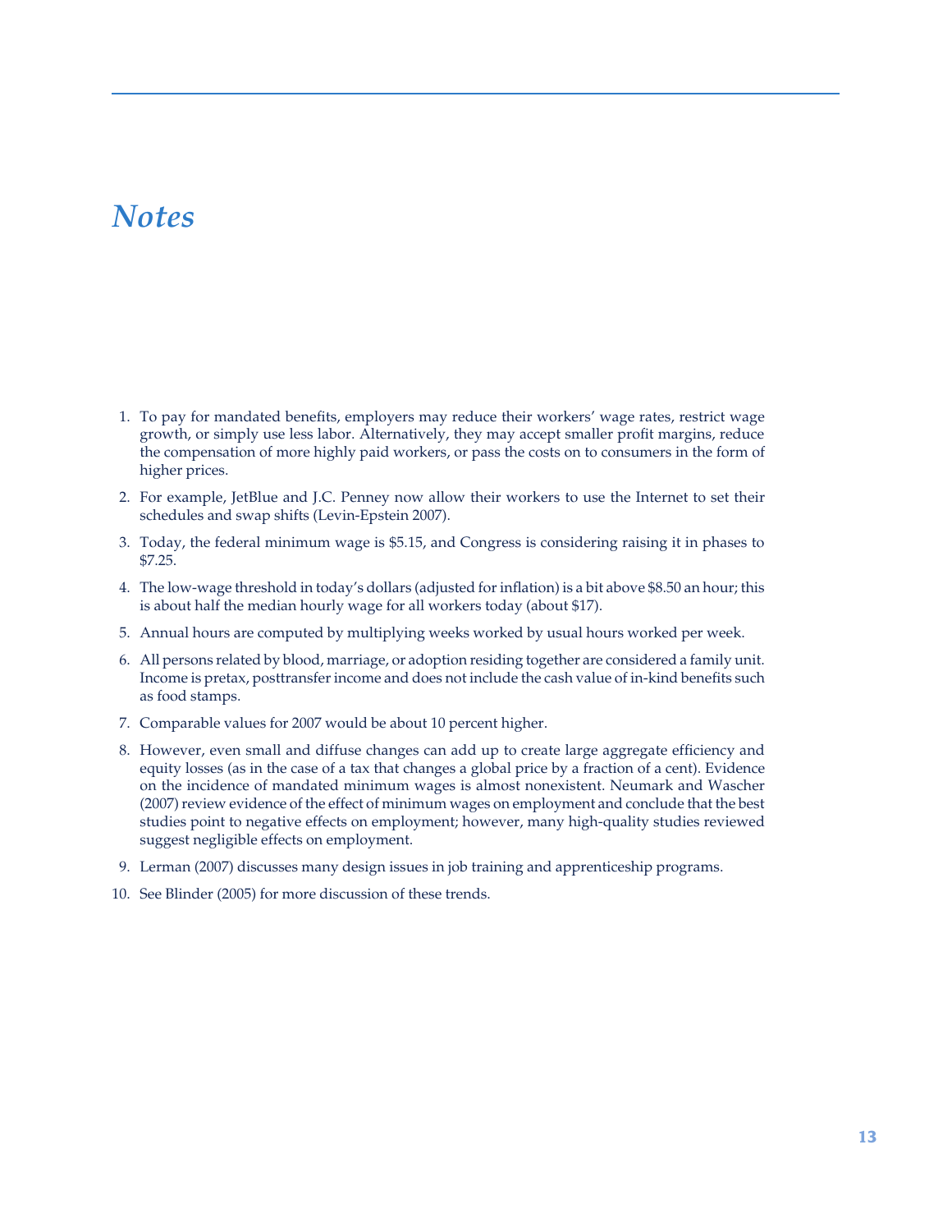# *Notes*

1. To pay for mandated benefits, employers may reduce their workers' wage rates, restrict wage growth, or simply use less labor. Alternatively, they may accept smaller profit margins, reduce the compensation of more highly paid workers, or pass the costs on to consumers in the form of higher prices.
2. For example, JetBlue and J.C. Penney now allow their workers to use the Internet to set their schedules and swap shifts (Levin-Epstein 2007).
3. Today, the federal minimum wage is $5.15, and Congress is considering raising it in phases to $7.25.
4. The low-wage threshold in today's dollars (adjusted for inflation) is a bit above $8.50 an hour; this is about half the median hourly wage for all workers today (about $17).
5. Annual hours are computed by multiplying weeks worked by usual hours worked per week.
6. All persons related by blood, marriage, or adoption residing together are considered a family unit. Income is pretax, posttransfer income and does not include the cash value of in-kind benefits such as food stamps.
7. Comparable values for 2007 would be about 10 percent higher.
8. However, even small and diffuse changes can add up to create large aggregate efficiency and equity losses (as in the case of a tax that changes a global price by a fraction of a cent). Evidence on the incidence of mandated minimum wages is almost nonexistent. Neumark and Wascher (2007) review evidence of the effect of minimum wages on employment and conclude that the best studies point to negative effects on employment; however, many high-quality studies reviewed suggest negligible effects on employment.
9. Lerman (2007) discusses many design issues in job training and apprenticeship programs.
10. See Blinder (2005) for more discussion of these trends.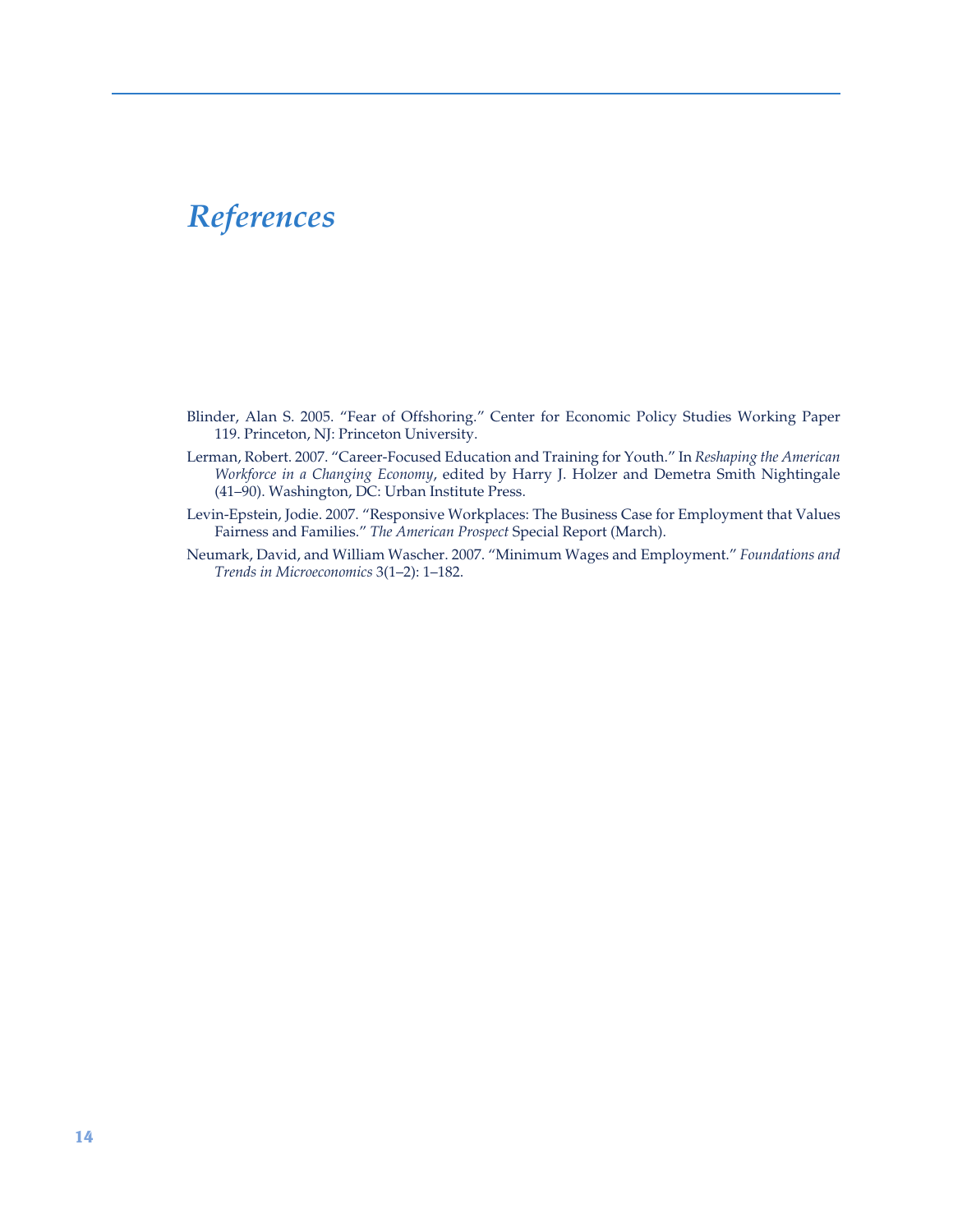# *References*

Blinder, Alan S. 2005. "Fear of Offshoring." Center for Economic Policy Studies Working Paper 119. Princeton, NJ: Princeton University.

Lerman, Robert. 2007. "Career-Focused Education and Training for Youth." In *Reshaping the American Workforce in a Changing Economy*, edited by Harry J. Holzer and Demetra Smith Nightingale (41–90). Washington, DC: Urban Institute Press.

Levin-Epstein, Jodie. 2007. "Responsive Workplaces: The Business Case for Employment that Values Fairness and Families." *The American Prospect* Special Report (March).

Neumark, David, and William Wascher. 2007. "Minimum Wages and Employment." *Foundations and Trends in Microeconomics* 3(1–2): 1–182.